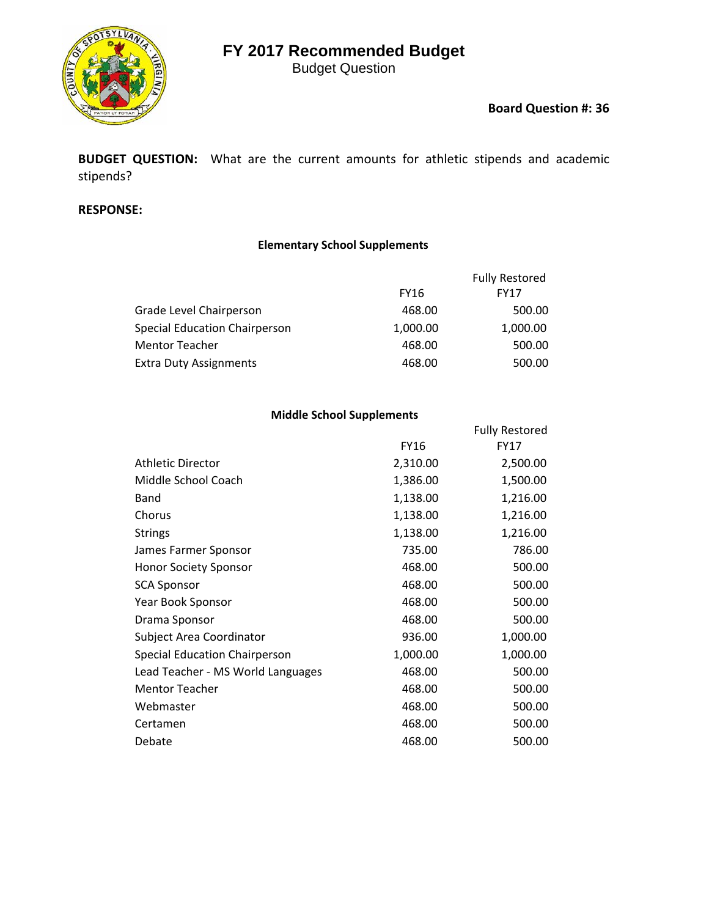# FY 2017 Recommended Budget

Budget Question

**Board Question #: 36**

**BUDGET QUESTION:** What are the current amounts for athletic stipends and academic stipends?

**RESPONSE:**

**Elementary School Supplements**

| | FY16 | Fully Restored FY17 |
|---|---|---|
| Grade Level Chairperson | 468.00 | 500.00 |
| Special Education Chairperson | 1,000.00 | 1,000.00 |
| Mentor Teacher | 468.00 | 500.00 |
| Extra Duty Assignments | 468.00 | 500.00 |

**Middle School Supplements**

| | FY16 | Fully Restored FY17 |
|---|---|---|
| Athletic Director | 2,310.00 | 2,500.00 |
| Middle School Coach | 1,386.00 | 1,500.00 |
| Band | 1,138.00 | 1,216.00 |
| Chorus | 1,138.00 | 1,216.00 |
| Strings | 1,138.00 | 1,216.00 |
| James Farmer Sponsor | 735.00 | 786.00 |
| Honor Society Sponsor | 468.00 | 500.00 |
| SCA Sponsor | 468.00 | 500.00 |
| Year Book Sponsor | 468.00 | 500.00 |
| Drama Sponsor | 468.00 | 500.00 |
| Subject Area Coordinator | 936.00 | 1,000.00 |
| Special Education Chairperson | 1,000.00 | 1,000.00 |
| Lead Teacher - MS World Languages | 468.00 | 500.00 |
| Mentor Teacher | 468.00 | 500.00 |
| Webmaster | 468.00 | 500.00 |
| Certamen | 468.00 | 500.00 |
| Debate | 468.00 | 500.00 |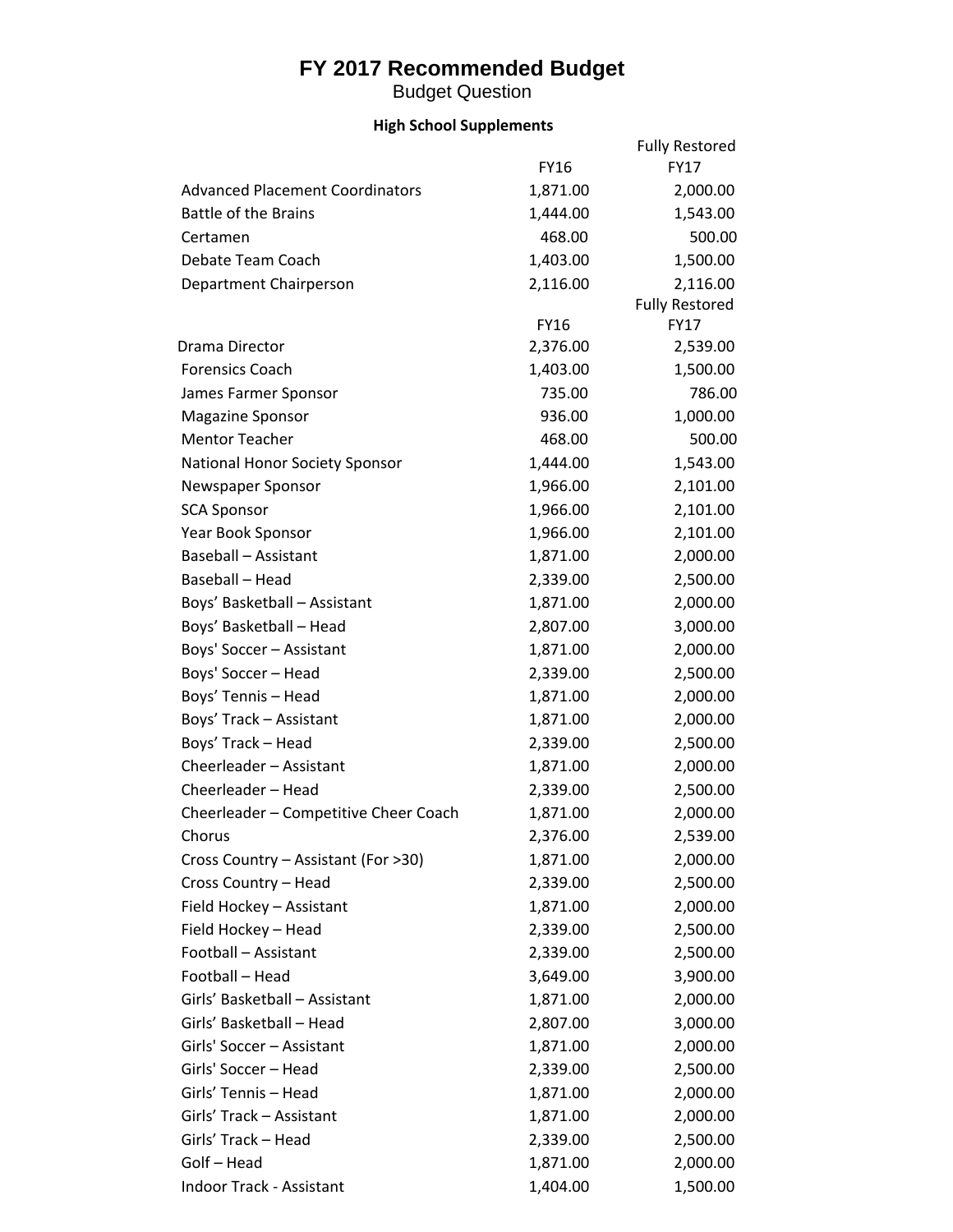# FY 2017 Recommended Budget

Budget Question

**High School Supplements**

| | FY16 | Fully Restored FY17 |
|---|---|---|
| Advanced Placement Coordinators | 1,871.00 | 2,000.00 |
| Battle of the Brains | 1,444.00 | 1,543.00 |
| Certamen | 468.00 | 500.00 |
| Debate Team Coach | 1,403.00 | 1,500.00 |
| Department Chairperson | 2,116.00 | 2,116.00 |
| Drama Director | 2,376.00 | 2,539.00 |
| Forensics Coach | 1,403.00 | 1,500.00 |
| James Farmer Sponsor | 735.00 | 786.00 |
| Magazine Sponsor | 936.00 | 1,000.00 |
| Mentor Teacher | 468.00 | 500.00 |
| National Honor Society Sponsor | 1,444.00 | 1,543.00 |
| Newspaper Sponsor | 1,966.00 | 2,101.00 |
| SCA Sponsor | 1,966.00 | 2,101.00 |
| Year Book Sponsor | 1,966.00 | 2,101.00 |
| Baseball – Assistant | 1,871.00 | 2,000.00 |
| Baseball – Head | 2,339.00 | 2,500.00 |
| Boys' Basketball – Assistant | 1,871.00 | 2,000.00 |
| Boys' Basketball – Head | 2,807.00 | 3,000.00 |
| Boys' Soccer – Assistant | 1,871.00 | 2,000.00 |
| Boys' Soccer – Head | 2,339.00 | 2,500.00 |
| Boys' Tennis – Head | 1,871.00 | 2,000.00 |
| Boys' Track – Assistant | 1,871.00 | 2,000.00 |
| Boys' Track – Head | 2,339.00 | 2,500.00 |
| Cheerleader – Assistant | 1,871.00 | 2,000.00 |
| Cheerleader – Head | 2,339.00 | 2,500.00 |
| Cheerleader – Competitive Cheer Coach | 1,871.00 | 2,000.00 |
| Chorus | 2,376.00 | 2,539.00 |
| Cross Country – Assistant (For >30) | 1,871.00 | 2,000.00 |
| Cross Country – Head | 2,339.00 | 2,500.00 |
| Field Hockey – Assistant | 1,871.00 | 2,000.00 |
| Field Hockey – Head | 2,339.00 | 2,500.00 |
| Football – Assistant | 2,339.00 | 2,500.00 |
| Football – Head | 3,649.00 | 3,900.00 |
| Girls' Basketball – Assistant | 1,871.00 | 2,000.00 |
| Girls' Basketball – Head | 2,807.00 | 3,000.00 |
| Girls' Soccer – Assistant | 1,871.00 | 2,000.00 |
| Girls' Soccer – Head | 2,339.00 | 2,500.00 |
| Girls' Tennis – Head | 1,871.00 | 2,000.00 |
| Girls' Track – Assistant | 1,871.00 | 2,000.00 |
| Girls' Track – Head | 2,339.00 | 2,500.00 |
| Golf – Head | 1,871.00 | 2,000.00 |
| Indoor Track - Assistant | 1,404.00 | 1,500.00 |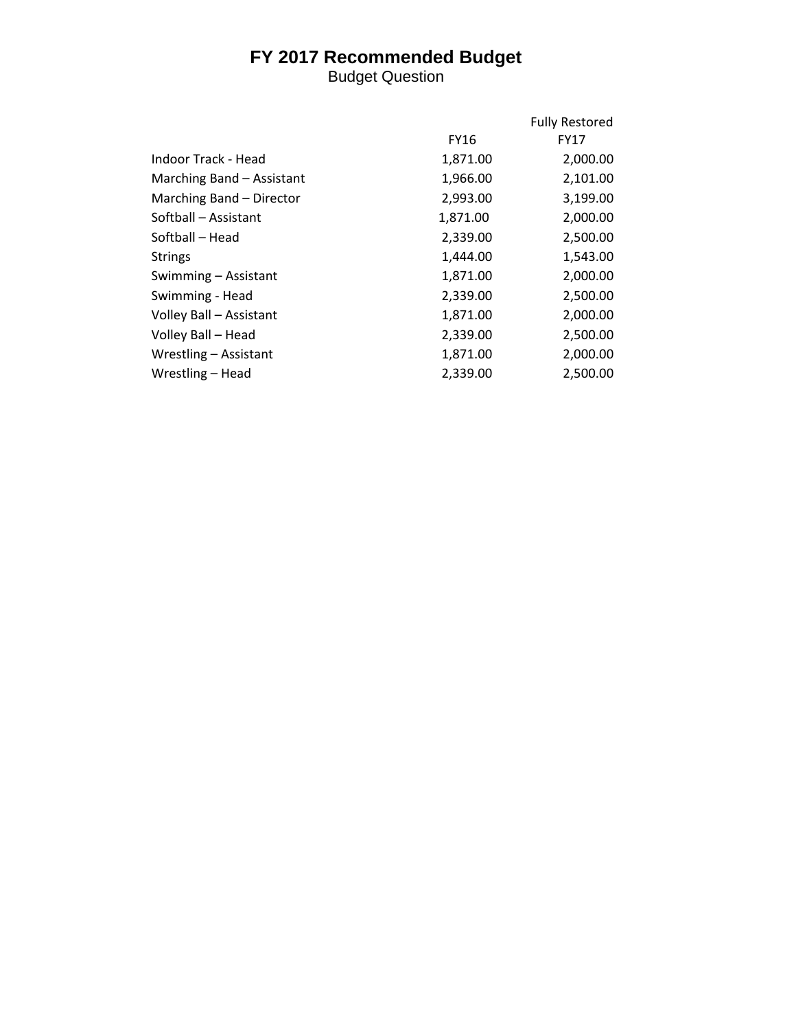# FY 2017 Recommended Budget

Budget Question

| | FY16 | Fully Restored FY17 |
|---|---|---|
| Indoor Track - Head | 1,871.00 | 2,000.00 |
| Marching Band – Assistant | 1,966.00 | 2,101.00 |
| Marching Band – Director | 2,993.00 | 3,199.00 |
| Softball – Assistant | 1,871.00 | 2,000.00 |
| Softball – Head | 2,339.00 | 2,500.00 |
| Strings | 1,444.00 | 1,543.00 |
| Swimming – Assistant | 1,871.00 | 2,000.00 |
| Swimming - Head | 2,339.00 | 2,500.00 |
| Volley Ball – Assistant | 1,871.00 | 2,000.00 |
| Volley Ball – Head | 2,339.00 | 2,500.00 |
| Wrestling – Assistant | 1,871.00 | 2,000.00 |
| Wrestling – Head | 2,339.00 | 2,500.00 |